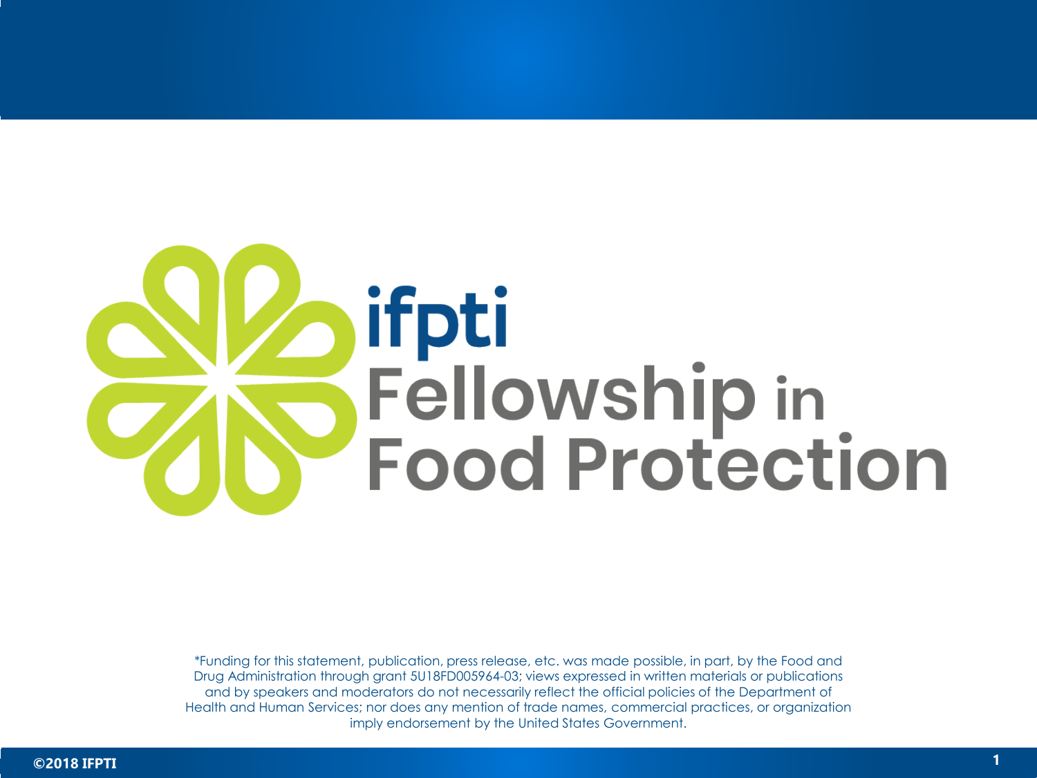# ifpti

# Fellowship in Food Protection

*Funding for this statement, publication, press release, etc. was made possible, in part, by the Food and Drug Administration through grant 5U18FD005964-03; views expressed in written materials or publications and by speakers and moderators do not necessarily reflect the official policies of the Department of Health and Human Services; nor does any mention of trade names, commercial practices, or organization imply endorsement by the United States Government.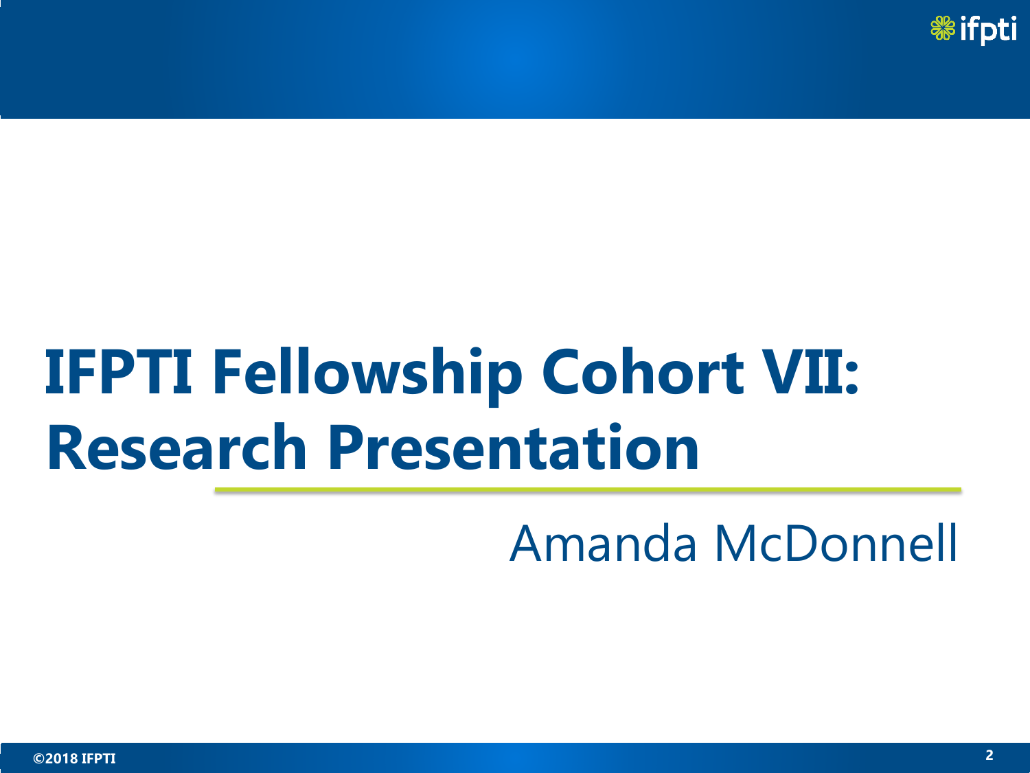# IFPTI Fellowship Cohort VII: Research Presentation

Amanda McDonnell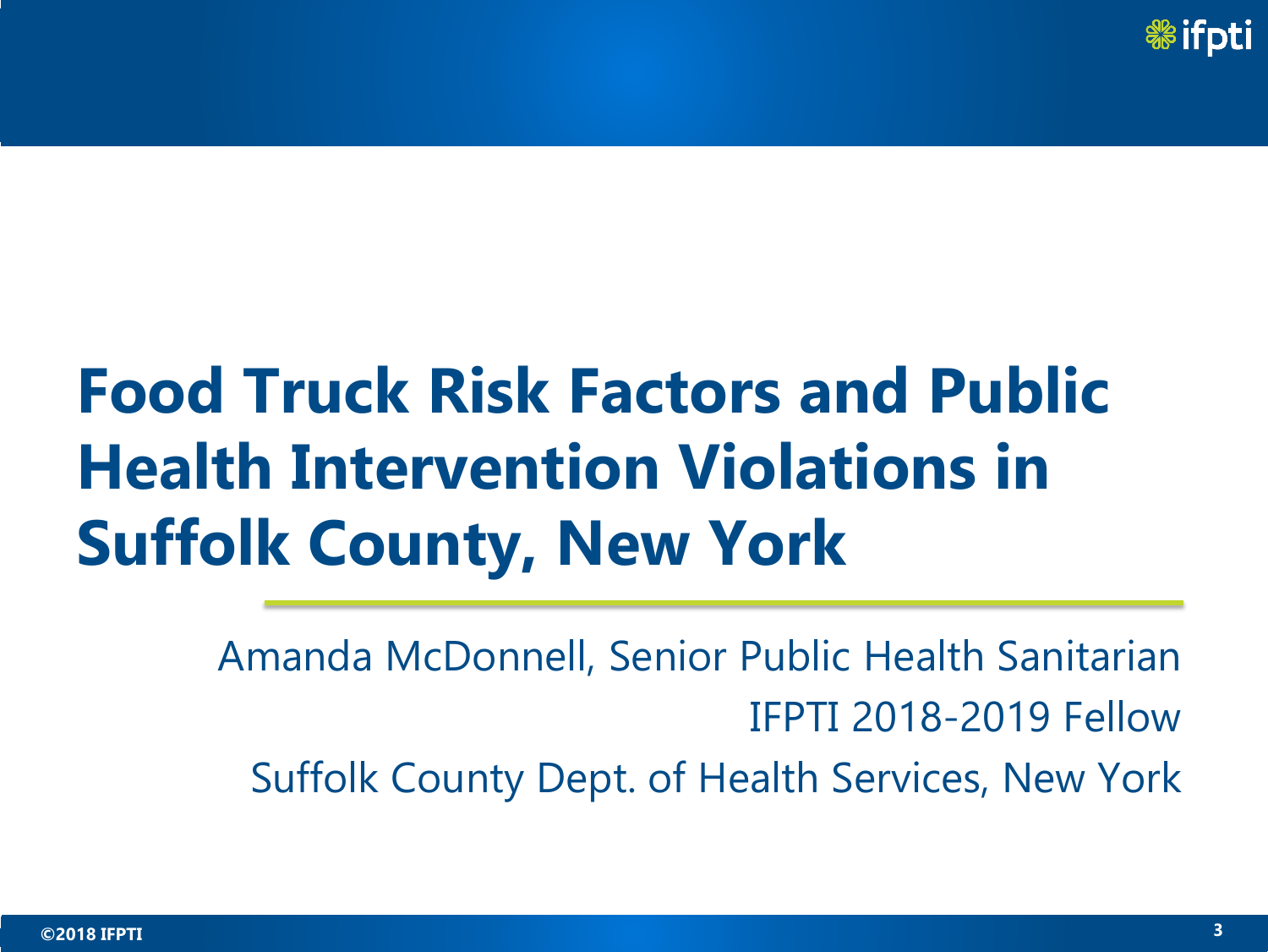# Food Truck Risk Factors and Public Health Intervention Violations in Suffolk County, New York

Amanda McDonnell, Senior Public Health Sanitarian

IFPTI 2018-2019 Fellow

Suffolk County Dept. of Health Services, New York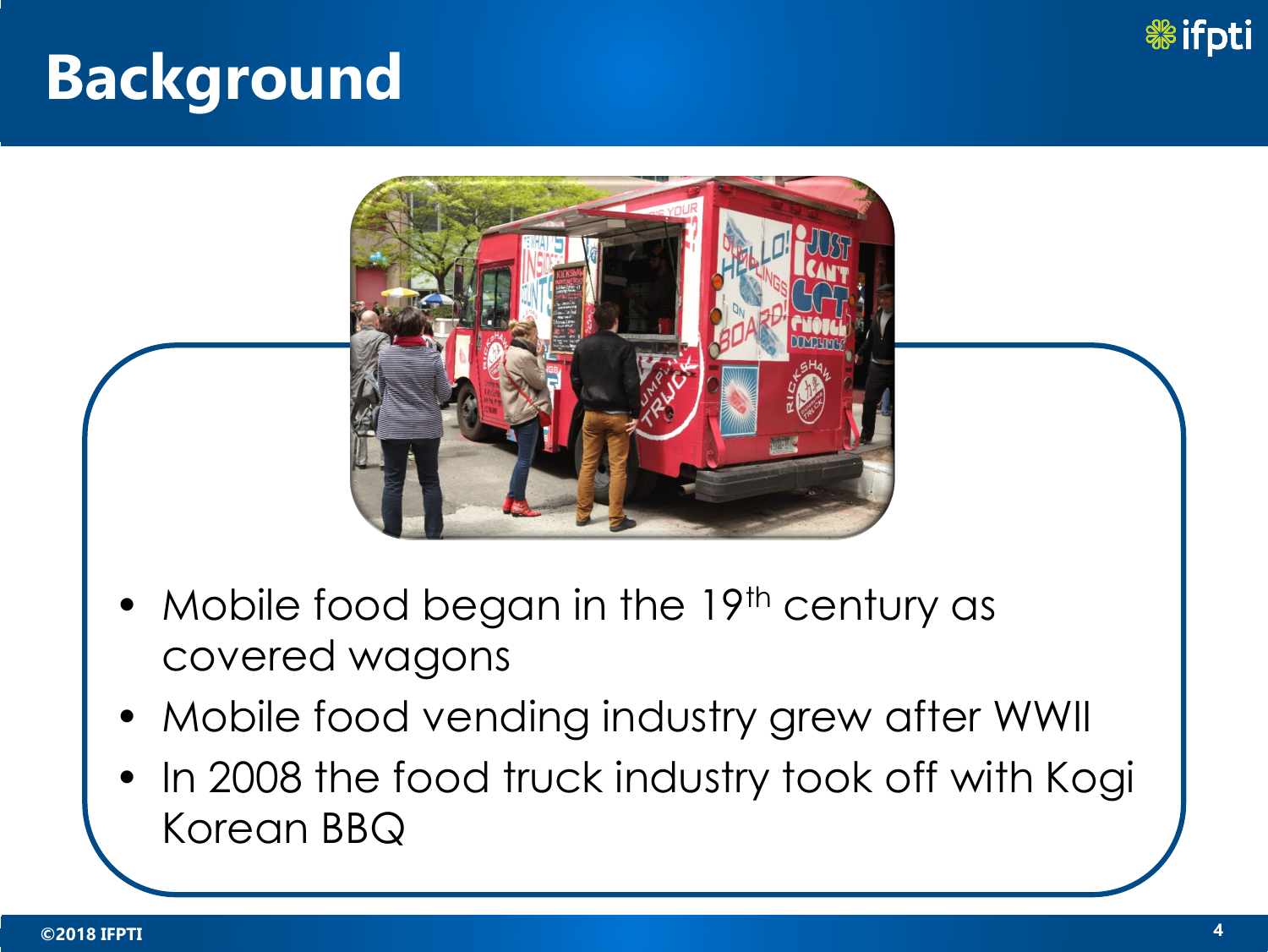# Background

- Mobile food began in the 19th century as covered wagons
- Mobile food vending industry grew after WWII
- In 2008 the food truck industry took off with Kogi Korean BBQ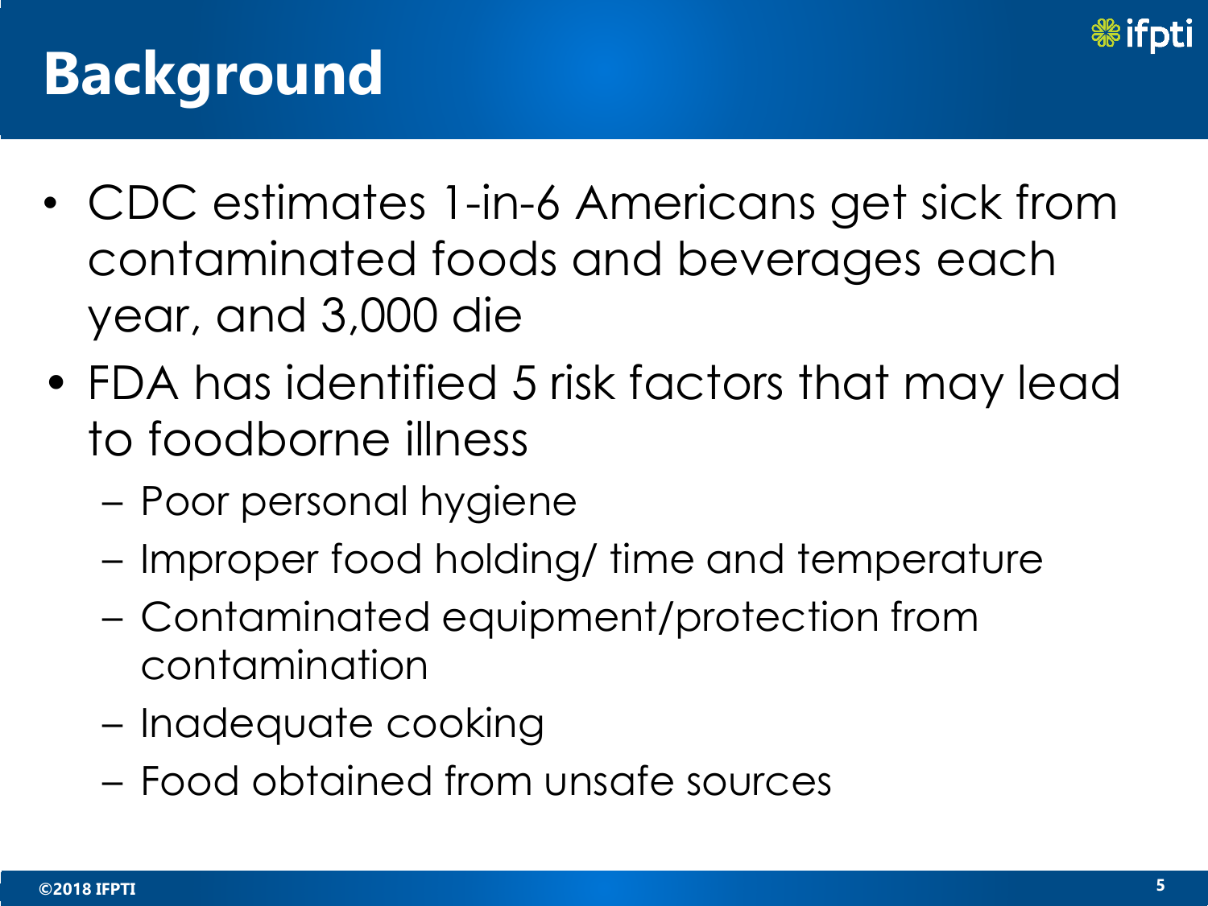# Background

- CDC estimates 1-in-6 Americans get sick from contaminated foods and beverages each year, and 3,000 die
- FDA has identified 5 risk factors that may lead to foodborne illness
  - Poor personal hygiene
  - Improper food holding/ time and temperature
  - Contaminated equipment/protection from contamination
  - Inadequate cooking
  - Food obtained from unsafe sources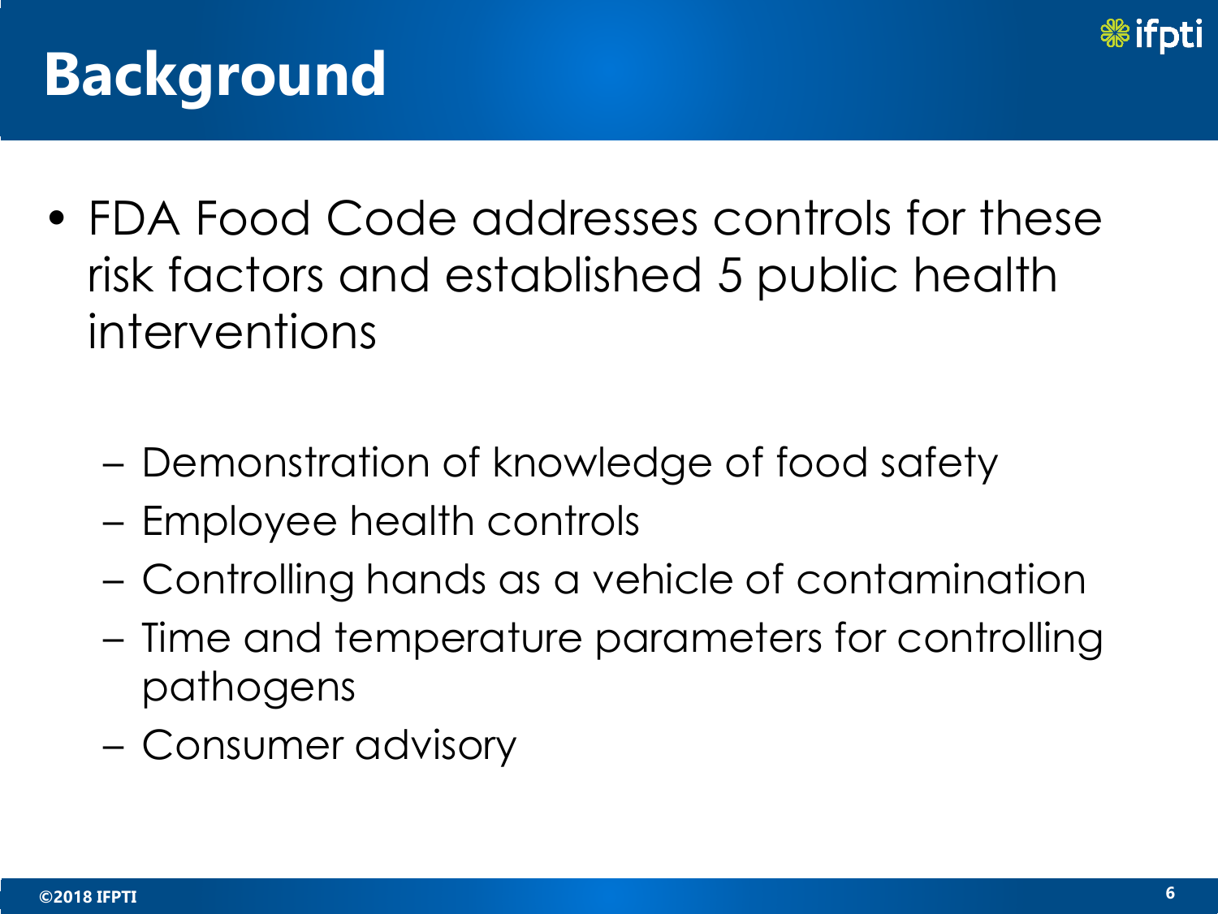# Background

- FDA Food Code addresses controls for these risk factors and established 5 public health interventions
  - Demonstration of knowledge of food safety
  - Employee health controls
  - Controlling hands as a vehicle of contamination
  - Time and temperature parameters for controlling pathogens
  - Consumer advisory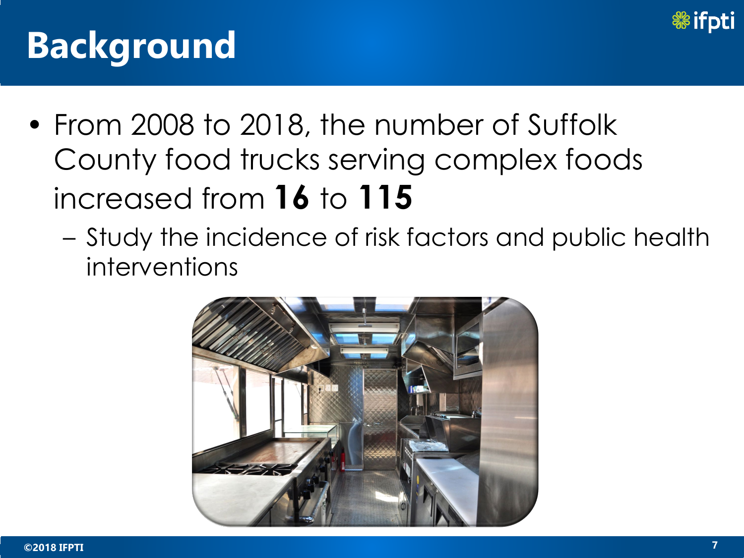# Background

- From 2008 to 2018, the number of Suffolk County food trucks serving complex foods increased from **16** to **115**
  - Study the incidence of risk factors and public health interventions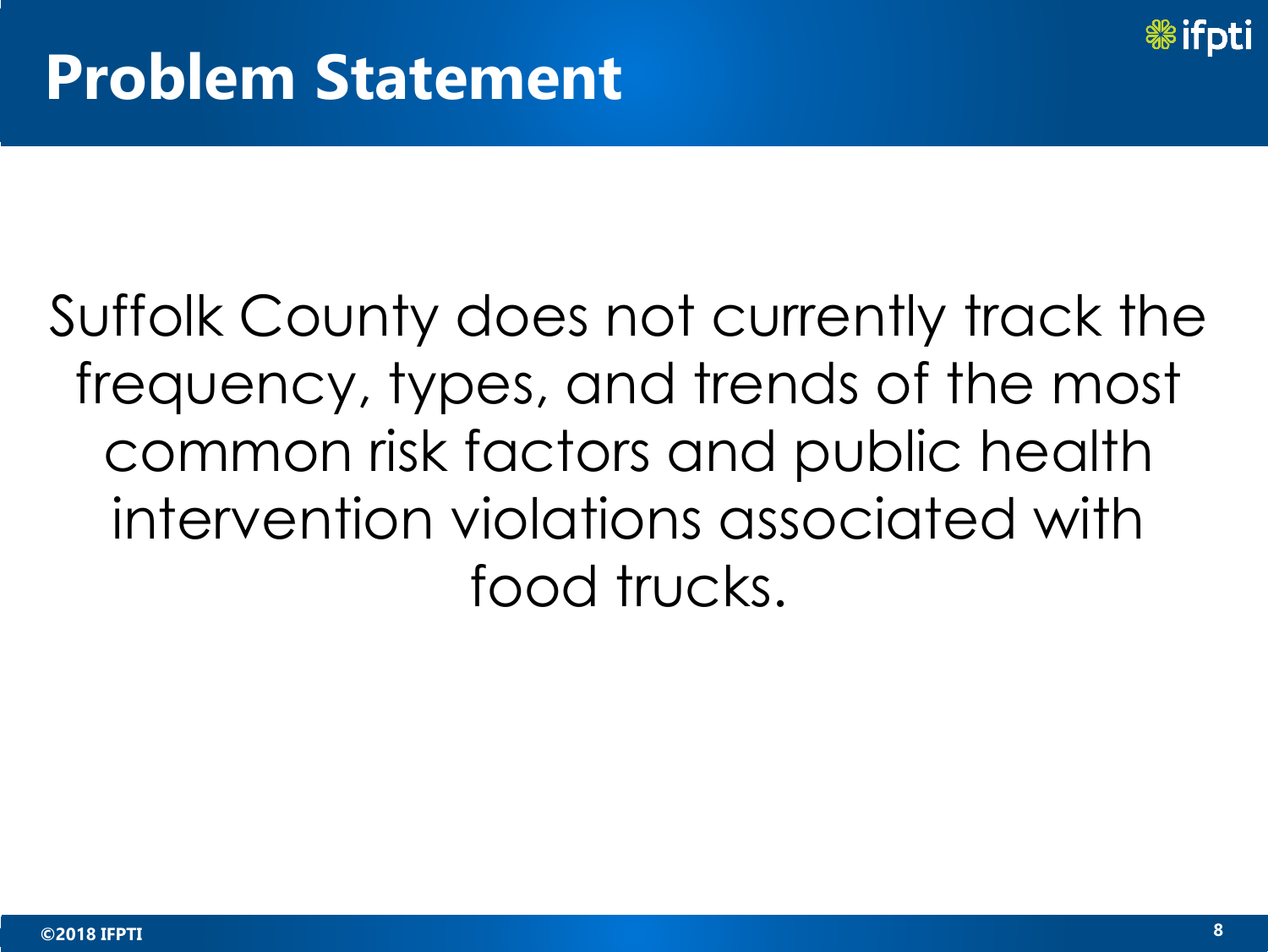# Problem Statement

Suffolk County does not currently track the frequency, types, and trends of the most common risk factors and public health intervention violations associated with food trucks.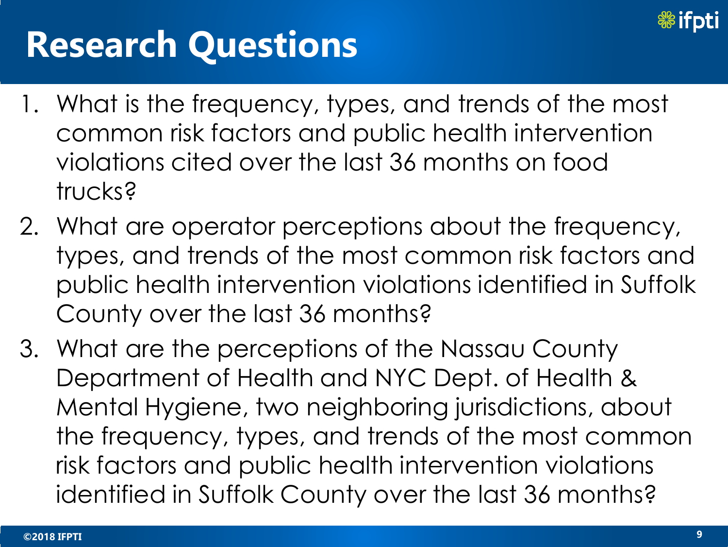# Research Questions

1. What is the frequency, types, and trends of the most common risk factors and public health intervention violations cited over the last 36 months on food trucks?
2. What are operator perceptions about the frequency, types, and trends of the most common risk factors and public health intervention violations identified in Suffolk County over the last 36 months?
3. What are the perceptions of the Nassau County Department of Health and NYC Dept. of Health & Mental Hygiene, two neighboring jurisdictions, about the frequency, types, and trends of the most common risk factors and public health intervention violations identified in Suffolk County over the last 36 months?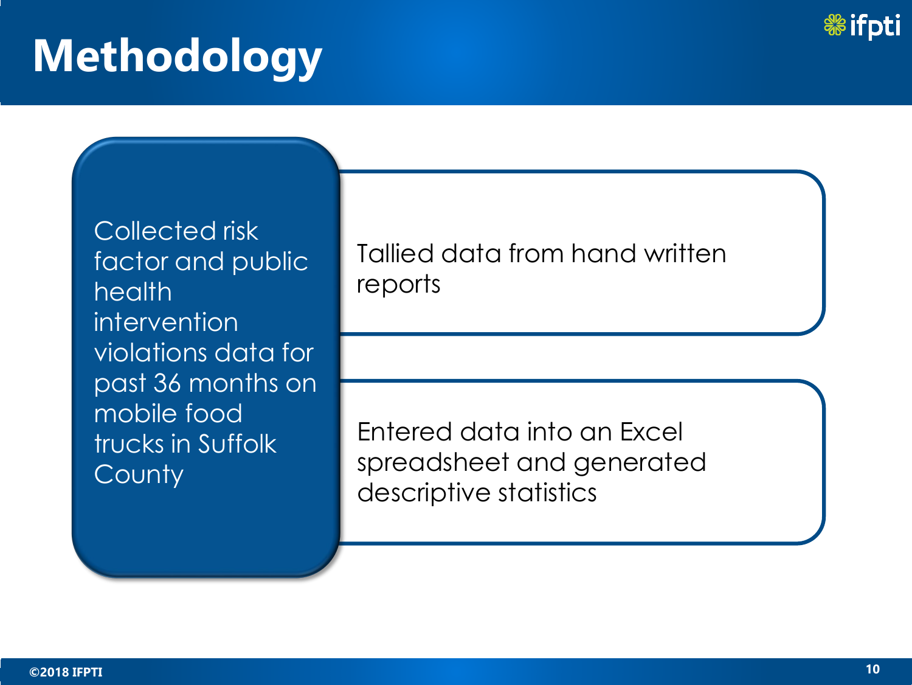# Methodology

- Collected risk factor and public health intervention violations data for past 36 months on mobile food trucks in Suffolk County
  - Tallied data from hand written reports
  - Entered data into an Excel spreadsheet and generated descriptive statistics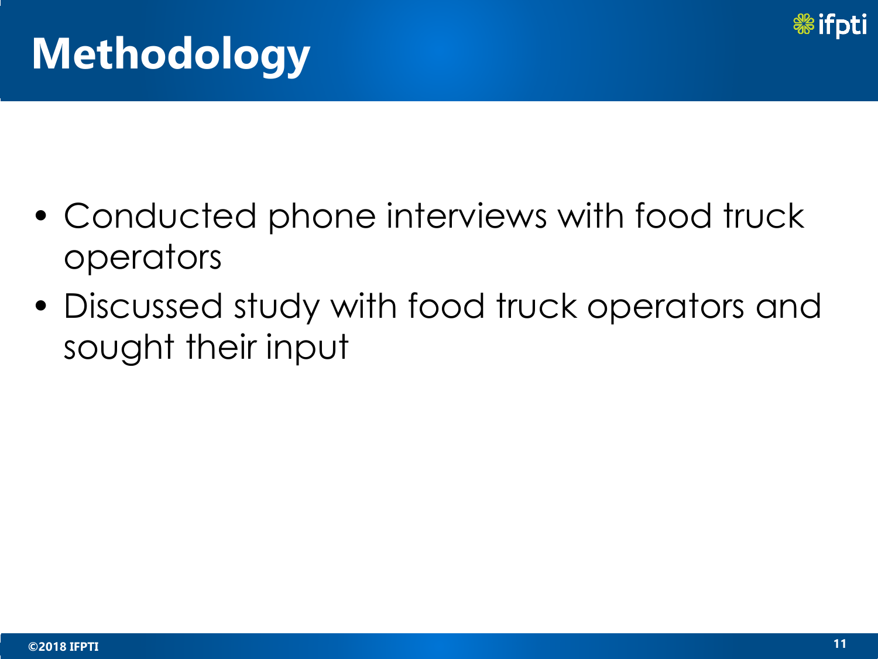# Methodology

- Conducted phone interviews with food truck operators
- Discussed study with food truck operators and sought their input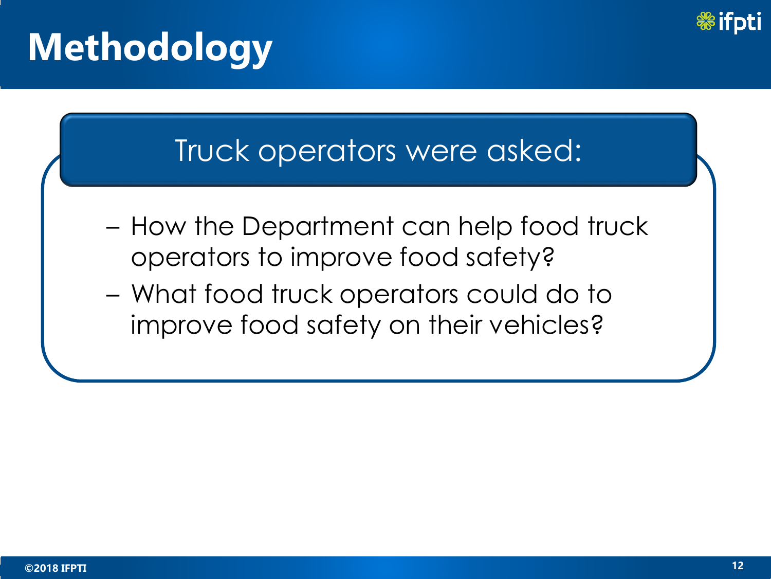# Methodology

## Truck operators were asked:

- How the Department can help food truck operators to improve food safety?
- What food truck operators could do to improve food safety on their vehicles?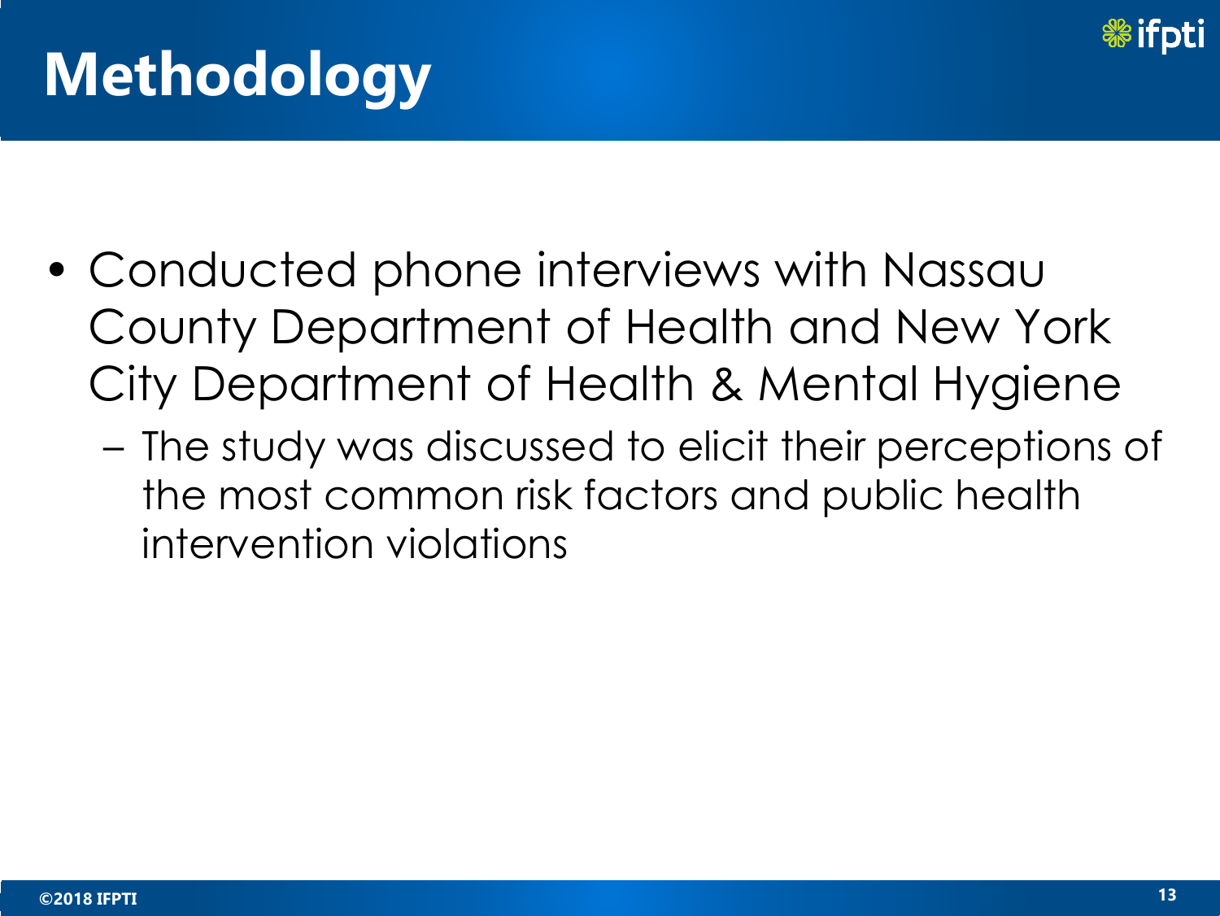# Methodology

- Conducted phone interviews with Nassau County Department of Health and New York City Department of Health & Mental Hygiene
  - The study was discussed to elicit their perceptions of the most common risk factors and public health intervention violations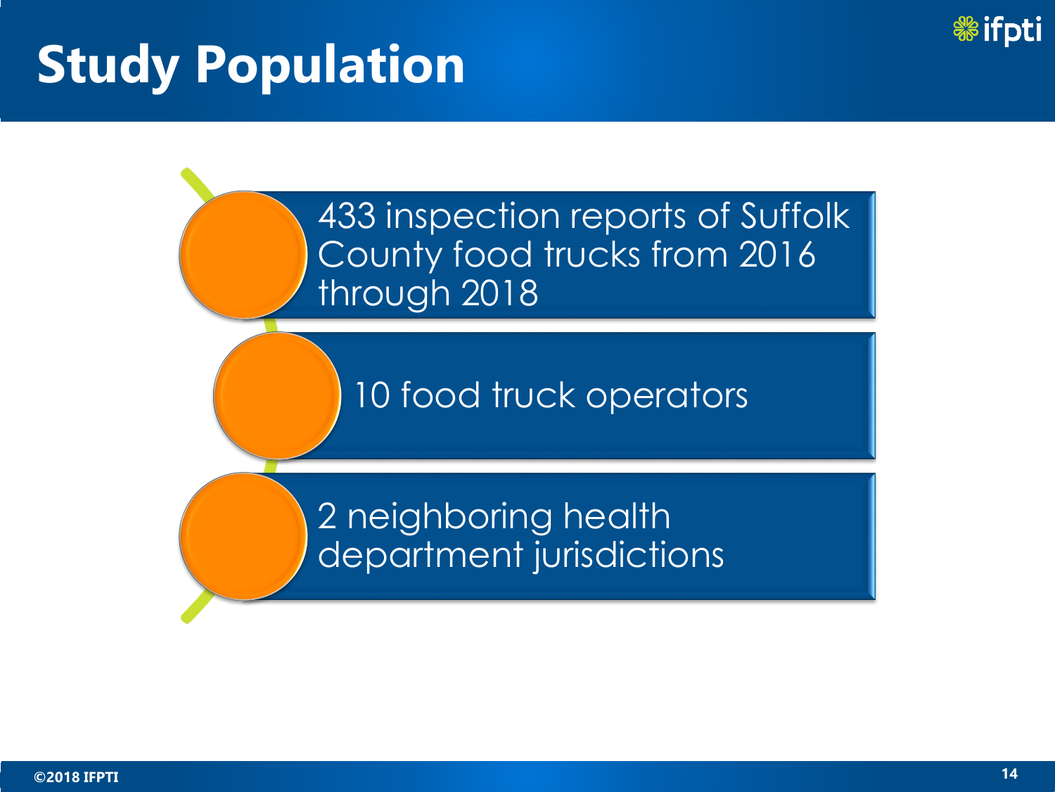# Study Population

- 433 inspection reports of Suffolk County food trucks from 2016 through 2018
- 10 food truck operators
- 2 neighboring health department jurisdictions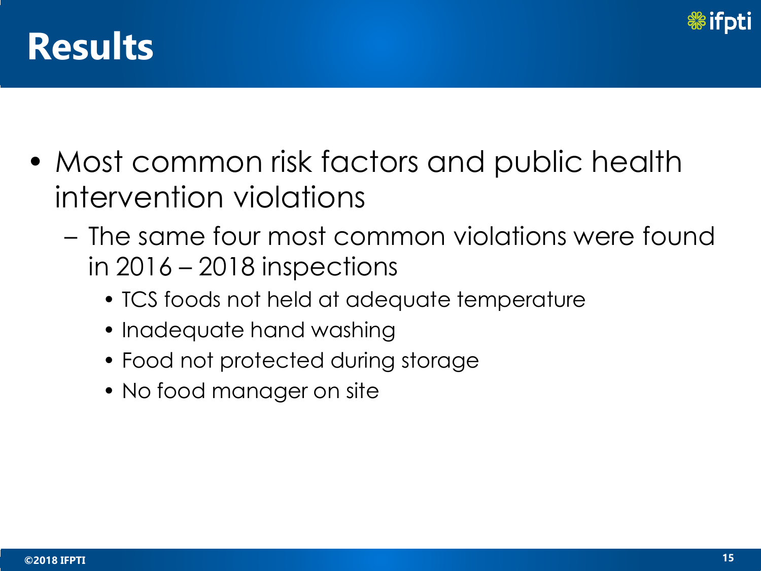# Results

- Most common risk factors and public health intervention violations
  - The same four most common violations were found in 2016 – 2018 inspections
    - TCS foods not held at adequate temperature
    - Inadequate hand washing
    - Food not protected during storage
    - No food manager on site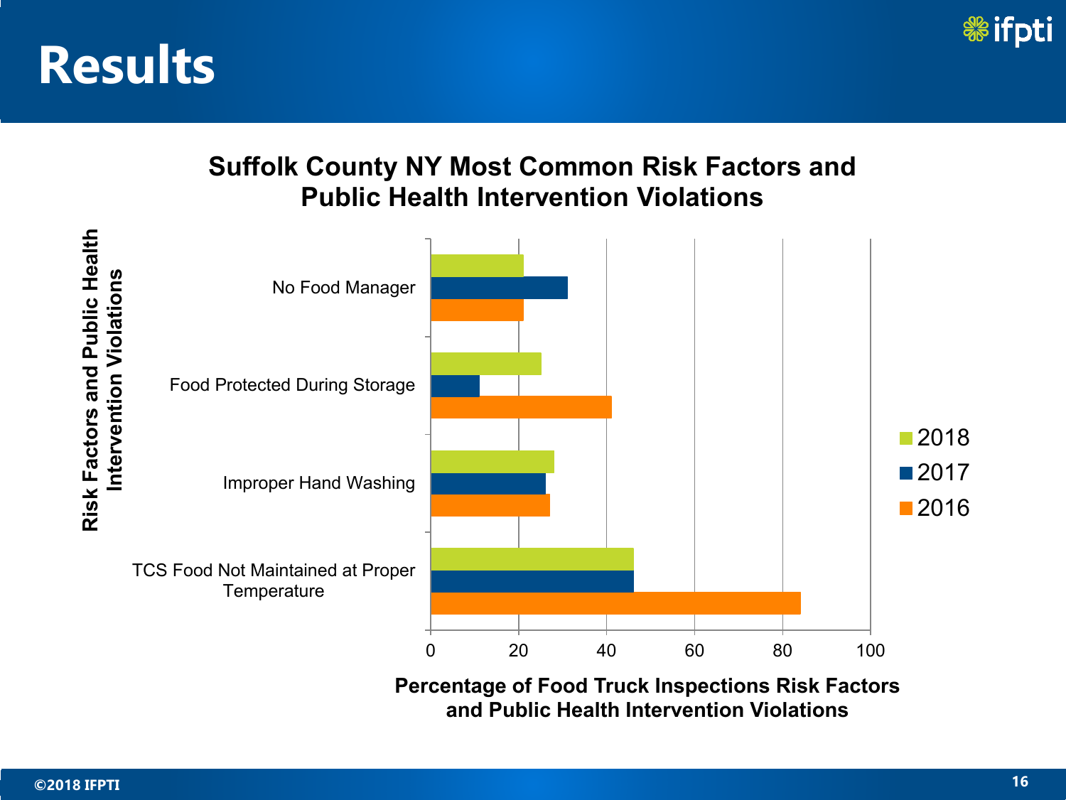# Results

**Suffolk County NY Most Common Risk Factors and Public Health Intervention Violations**

Risk Factors and Public Health Intervention Violations

- No Food Manager
- Food Protected During Storage
- Improper Hand Washing
- TCS Food Not Maintained at Proper Temperature

0 20 40 60 80 100

Legend: 2018, 2017, 2016

**Percentage of Food Truck Inspections Risk Factors and Public Health Intervention Violations**

©2018 IFPTI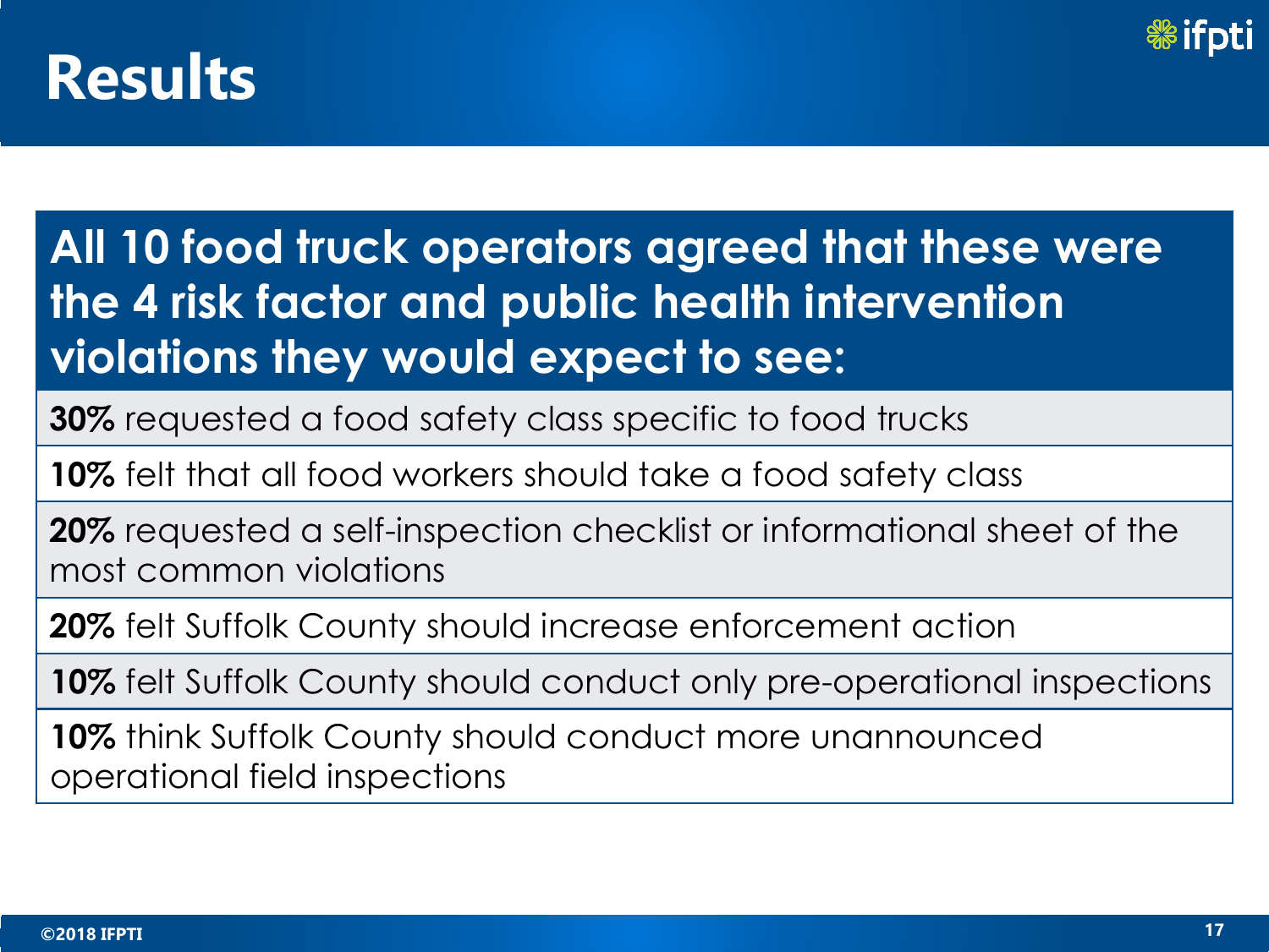# Results

| All 10 food truck operators agreed that these were the 4 risk factor and public health intervention violations they would expect to see: |
|---|
| **30%** requested a food safety class specific to food trucks |
| **10%** felt that all food workers should take a food safety class |
| **20%** requested a self-inspection checklist or informational sheet of the most common violations |
| **20%** felt Suffolk County should increase enforcement action |
| **10%** felt Suffolk County should conduct only pre-operational inspections |
| **10%** think Suffolk County should conduct more unannounced operational field inspections |

©2018 IFPTI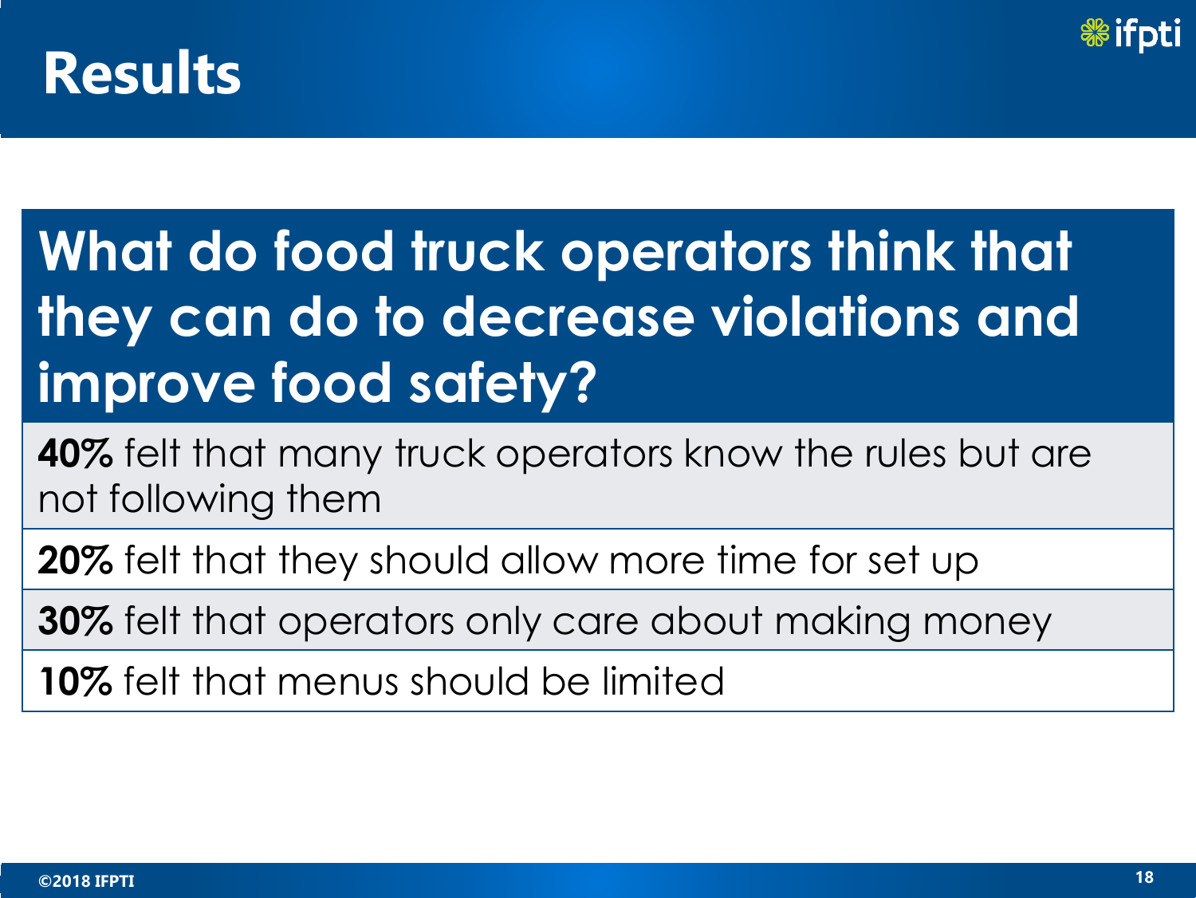# Results

## What do food truck operators think that they can do to decrease violations and improve food safety?

**40%** felt that many truck operators know the rules but are not following them

**20%** felt that they should allow more time for set up

**30%** felt that operators only care about making money

**10%** felt that menus should be limited

©2018 IFPTI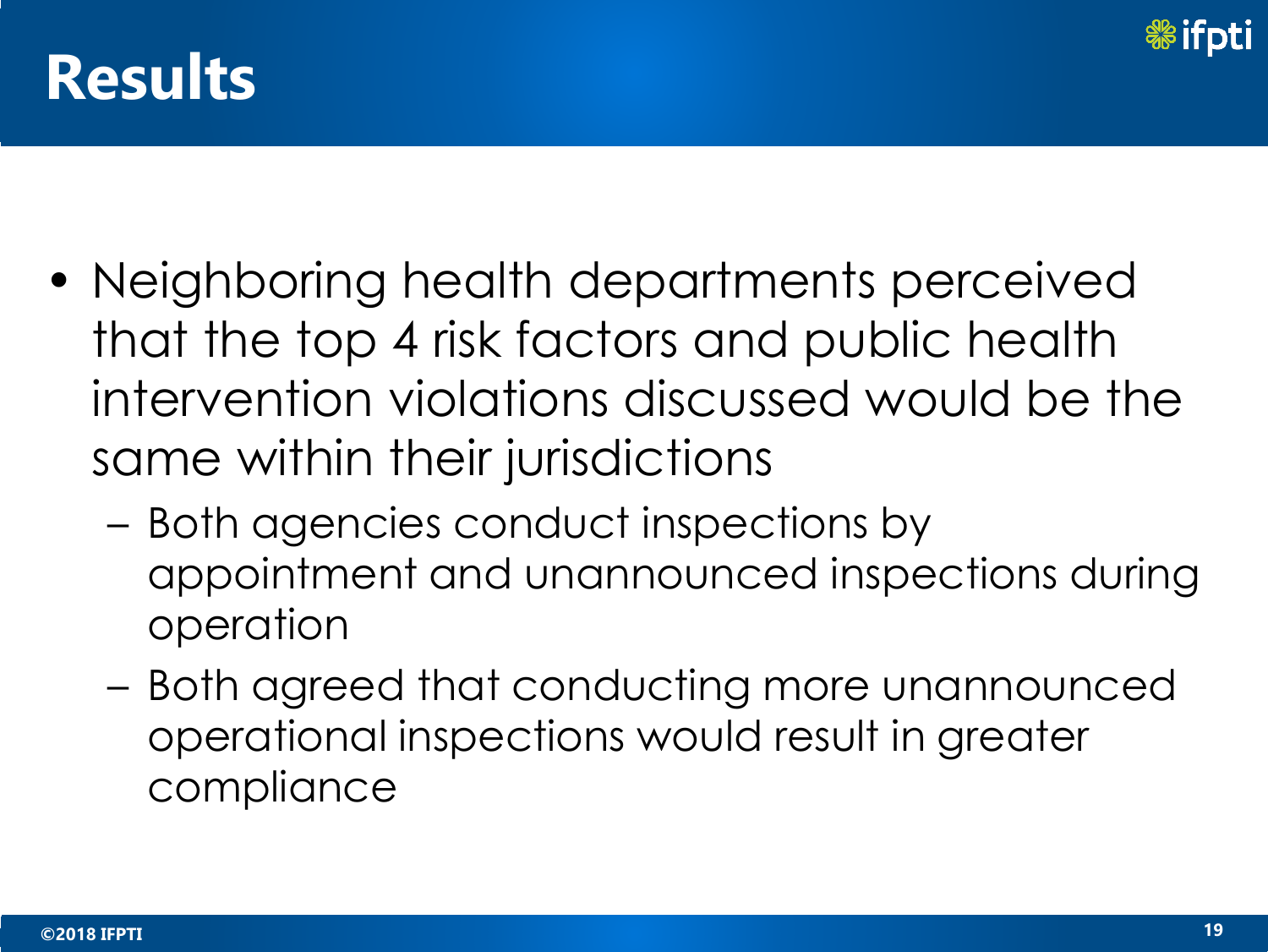# Results

- Neighboring health departments perceived that the top 4 risk factors and public health intervention violations discussed would be the same within their jurisdictions
  - Both agencies conduct inspections by appointment and unannounced inspections during operation
  - Both agreed that conducting more unannounced operational inspections would result in greater compliance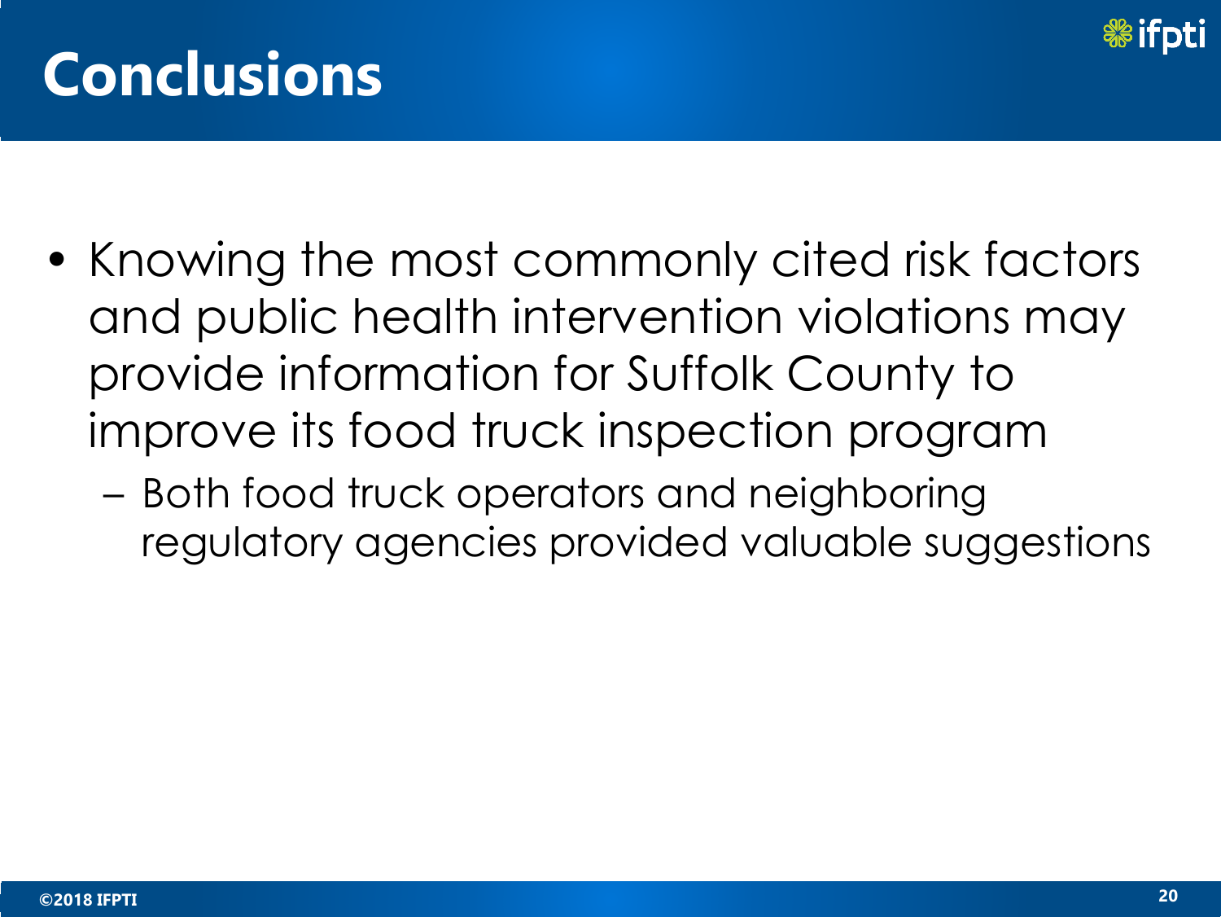# Conclusions

- Knowing the most commonly cited risk factors and public health intervention violations may provide information for Suffolk County to improve its food truck inspection program
  - Both food truck operators and neighboring regulatory agencies provided valuable suggestions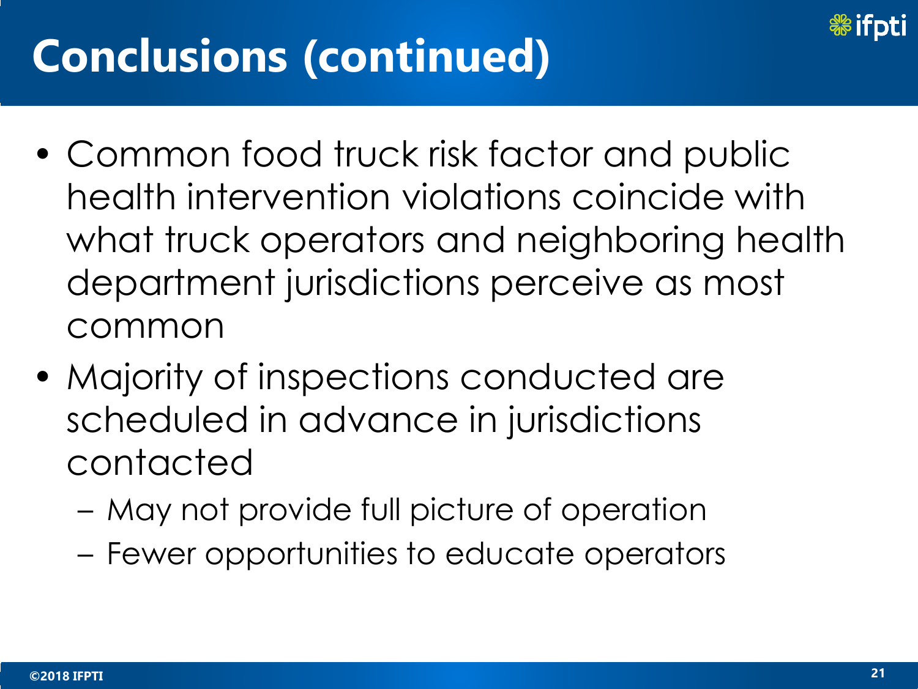# Conclusions (continued)

- Common food truck risk factor and public health intervention violations coincide with what truck operators and neighboring health department jurisdictions perceive as most common
- Majority of inspections conducted are scheduled in advance in jurisdictions contacted
  - May not provide full picture of operation
  - Fewer opportunities to educate operators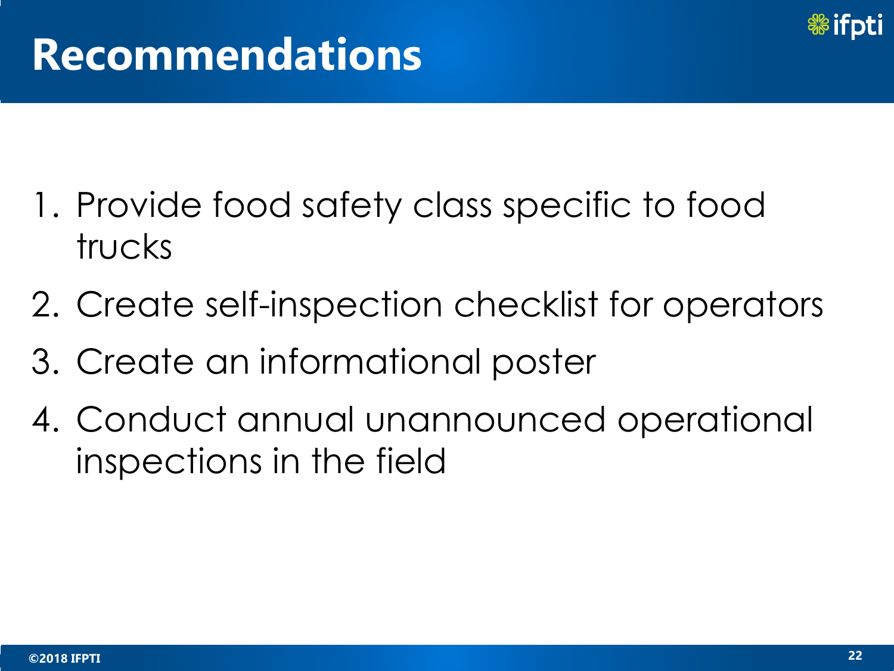# Recommendations

1. Provide food safety class specific to food trucks
2. Create self-inspection checklist for operators
3. Create an informational poster
4. Conduct annual unannounced operational inspections in the field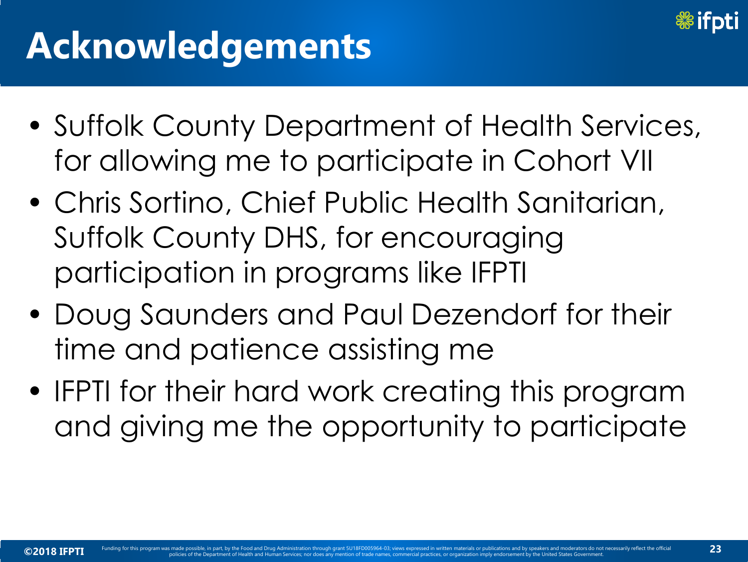# Acknowledgements

- Suffolk County Department of Health Services, for allowing me to participate in Cohort VII
- Chris Sortino, Chief Public Health Sanitarian, Suffolk County DHS, for encouraging participation in programs like IFPTI
- Doug Saunders and Paul Dezendorf for their time and patience assisting me
- IFPTI for their hard work creating this program and giving me the opportunity to participate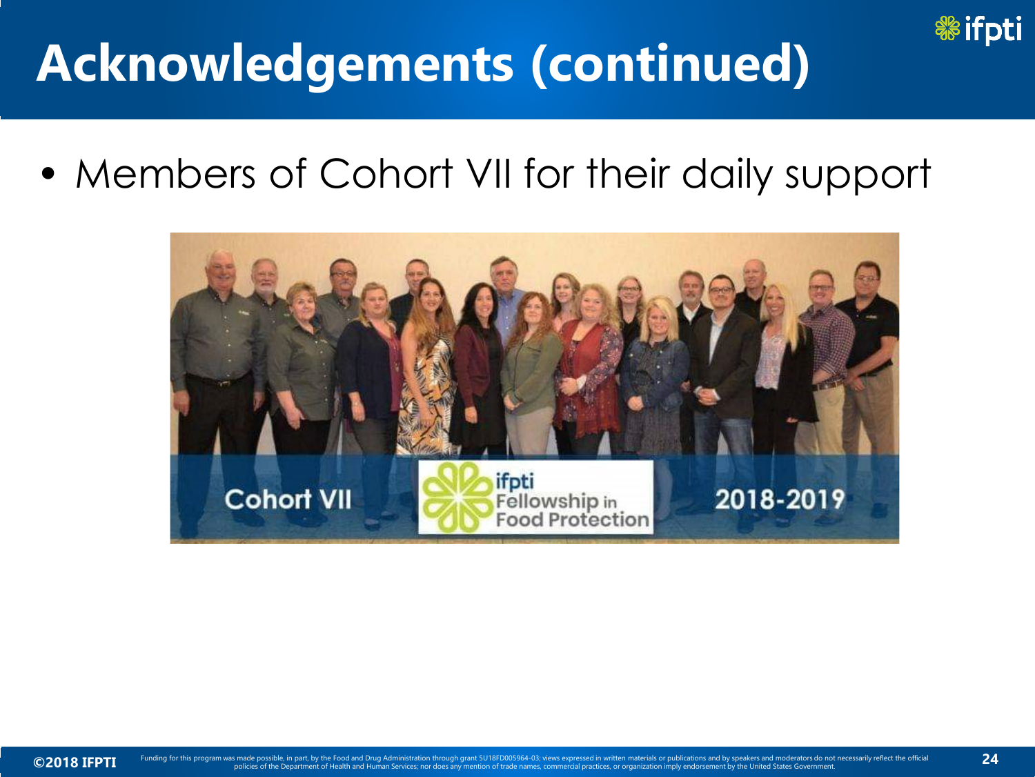# Acknowledgements (continued)

- Members of Cohort VII for their daily support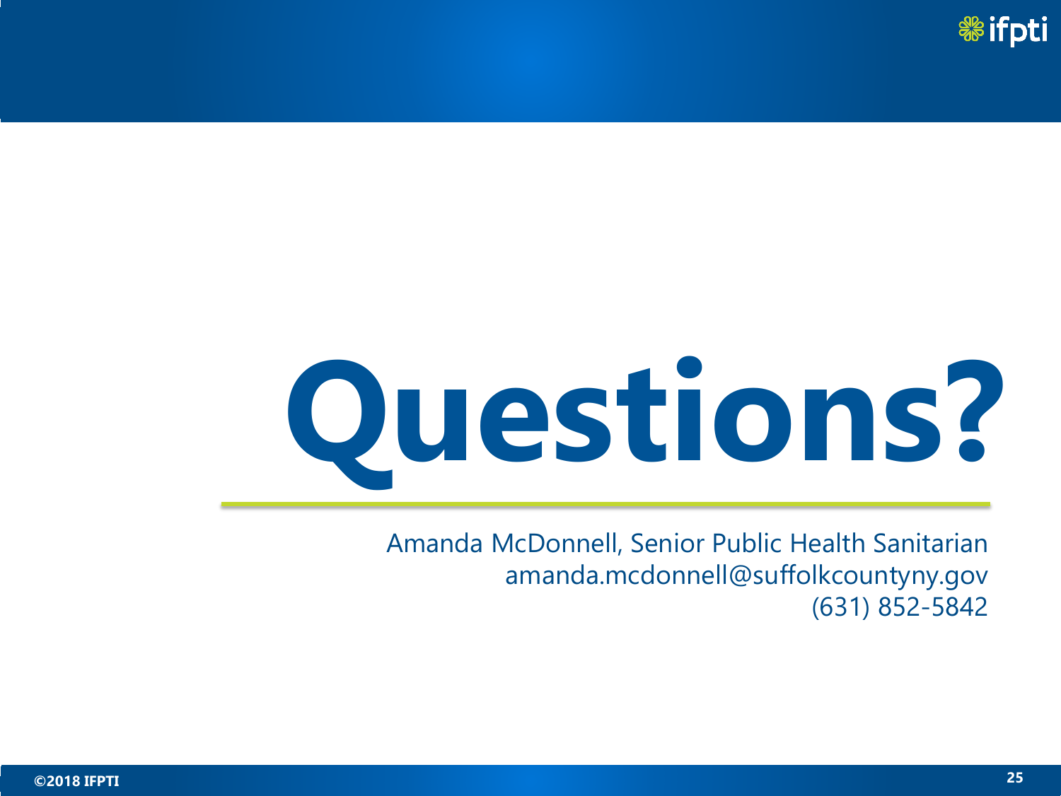# Questions?

Amanda McDonnell, Senior Public Health Sanitarian
amanda.mcdonnell@suffolkcountyny.gov
(631) 852-5842